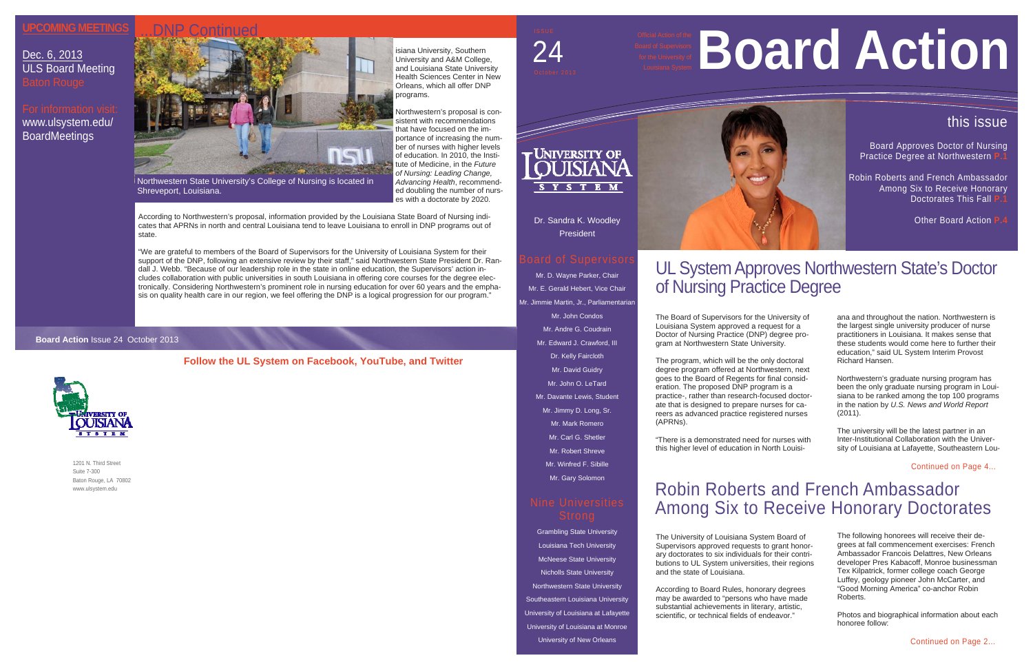# Board Action

ISSUE 24 October 2013

Official Action of the Board of Supervisors for the University of Louisiana System

## this issue

Board Approves Doctor of Nursing Practice Degree at Northwestern P.1

Robin Roberts and French Ambassador Among Six to Receive Honorary Doctorates This Fall P.1

Other Board Action P.4

Dr. Sandra K. Woodley
President

### Board of Supervisors

Mr. D. Wayne Parker, Chair
Mr. E. Gerald Hebert, Vice Chair
Mr. Jimmie Martin, Jr., Parliamentarian
Mr. John Condos
Mr. Andre G. Coudrain
Mr. Edward J. Crawford, III
Dr. Kelly Faircloth
Mr. David Guidry
Mr. John O. LeTard
Mr. Davante Lewis, Student
Mr. Jimmy D. Long, Sr.
Mr. Mark Romero
Mr. Carl G. Shetler
Mr. Robert Shreve
Mr. Winfred F. Sibille
Mr. Gary Solomon

### Nine Universities Strong

Grambling State University
Louisiana Tech University
McNeese State University
Nicholls State University
Northwestern State University
Southeastern Louisiana University
University of Louisiana at Lafayette
University of Louisiana at Monroe
University of New Orleans

## UL System Approves Northwestern State's Doctor of Nursing Practice Degree

The Board of Supervisors for the University of Louisiana System approved a request for a Doctor of Nursing Practice (DNP) degree program at Northwestern State University.

The program, which will be the only doctoral degree program offered at Northwestern, next goes to the Board of Regents for final consideration. The proposed DNP program is a practice-, rather than research-focused doctorate that is designed to prepare nurses for careers as advanced practice registered nurses (APRNs).

"There is a demonstrated need for nurses with this higher level of education in North Louisiana and throughout the nation. Northwestern is the largest single university producer of nurse practitioners in Louisiana. It makes sense that these students would come here to further their education," said UL System Interim Provost Richard Hansen.

Northwestern's graduate nursing program has been the only graduate nursing program in Louisiana to be ranked among the top 100 programs in the nation by *U.S. News and World Report* (2011).

The university will be the latest partner in an Inter-Institutional Collaboration with the University of Louisiana at Lafayette, Southeastern Lou-

Continued on Page 4...

## Robin Roberts and French Ambassador Among Six to Receive Honorary Doctorates

The University of Louisiana System Board of Supervisors approved requests to grant honorary doctorates to six individuals for their contributions to UL System universities, their regions and the state of Louisiana.

According to Board Rules, honorary degrees may be awarded to "persons who have made substantial achievements in literary, artistic, scientific, or technical fields of endeavor."

The following honorees will receive their degrees at fall commencement exercises: French Ambassador Francois Delattres, New Orleans developer Pres Kabacoff, Monroe businessman Tex Kilpatrick, former college coach George Luffey, geology pioneer John McCarter, and "Good Morning America" co-anchor Robin Roberts.

Photos and biographical information about each honoree follow:

Continued on Page 2...

## UPCOMING MEETINGS

Dec. 6, 2013
ULS Board Meeting
Baton Rouge

For information visit:
www.ulsystem.edu/BoardMeetings

## ...DNP Continued

Northwestern State University's College of Nursing is located in Shreveport, Louisiana.

isiana University, Southern University and A&M College, and Louisiana State University Health Sciences Center in New Orleans, which all offer DNP programs.

Northwestern's proposal is consistent with recommendations that have focused on the importance of increasing the number of nurses with higher levels of education. In 2010, the Institute of Medicine, in the *Future of Nursing: Leading Change, Advancing Health*, recommended doubling the number of nurses with a doctorate by 2020.

According to Northwestern's proposal, information provided by the Louisiana State Board of Nursing indicates that APRNs in north and central Louisiana tend to leave Louisiana to enroll in DNP programs out of state.

"We are grateful to members of the Board of Supervisors for the University of Louisiana System for their support of the DNP, following an extensive review by their staff," said Northwestern State President Dr. Randall J. Webb. "Because of our leadership role in the state in online education, the Supervisors' action includes collaboration with public universities in south Louisiana in offering core courses for the degree electronically. Considering Northwestern's prominent role in nursing education for over 60 years and the emphasis on quality health care in our region, we feel offering the DNP is a logical progression for our program."

**Board Action** Issue 24 October 2013

**Follow the UL System on Facebook, YouTube, and Twitter**

1201 N. Third Street
Suite 7-300
Baton Rouge, LA 70802
www.ulsystem.edu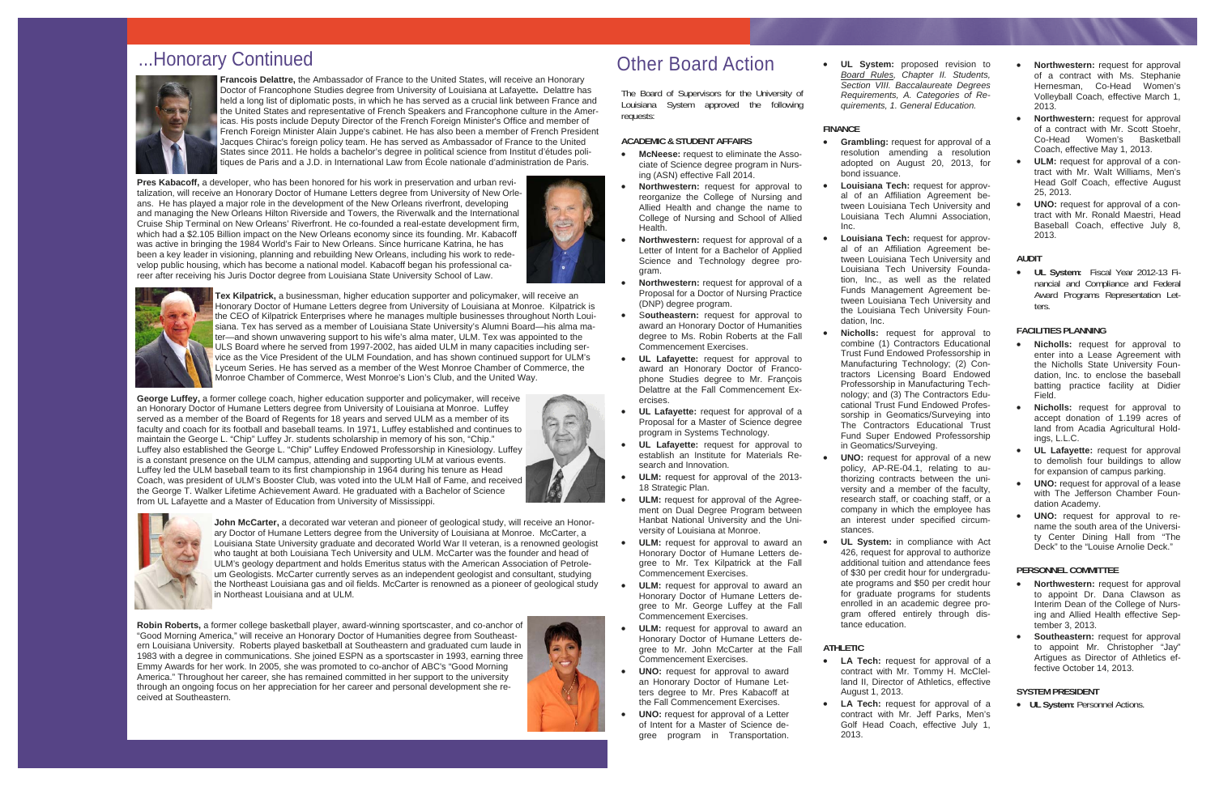# ...Honorary Continued

**Francois Delattre,** the Ambassador of France to the United States, will receive an Honorary Doctor of Francophone Studies degree from University of Louisiana at Lafayette**.** Delattre has held a long list of diplomatic posts, in which he has served as a crucial link between France and the United States and representative of French Speakers and Francophone culture in the Americas. His posts include Deputy Director of the French Foreign Minister's Office and member of French Foreign Minister Alain Juppe's cabinet. He has also been a member of French President Jacques Chirac's foreign policy team. He has served as Ambassador of France to the United States since 2011. He holds a bachelor's degree in political science from Institut d'études politiques de Paris and a J.D. in International Law from École nationale d'administration de Paris.

**Pres Kabacoff,** a developer, who has been honored for his work in preservation and urban revitalization, will receive an Honorary Doctor of Humane Letters degree from University of New Orleans. He has played a major role in the development of the New Orleans riverfront, developing and managing the New Orleans Hilton Riverside and Towers, the Riverwalk and the International Cruise Ship Terminal on New Orleans' Riverfront. He co-founded a real-estate development firm, which had a $2.105 Billion impact on the New Orleans economy since its founding. Mr. Kabacoff was active in bringing the 1984 World's Fair to New Orleans. Since hurricane Katrina, he has been a key leader in visioning, planning and rebuilding New Orleans, including his work to redevelop public housing, which has become a national model. Kabacoff began his professional career after receiving his Juris Doctor degree from Louisiana State University School of Law.

**Tex Kilpatrick,** a businessman, higher education supporter and policymaker, will receive an Honorary Doctor of Humane Letters degree from University of Louisiana at Monroe. Kilpatrick is the CEO of Kilpatrick Enterprises where he manages multiple businesses throughout North Louisiana. Tex has served as a member of Louisiana State University's Alumni Board—his alma mater—and shown unwavering support to his wife's alma mater, ULM. Tex was appointed to the ULS Board where he served from 1997-2002, has aided ULM in many capacities including service as the Vice President of the ULM Foundation, and has shown continued support for ULM's Lyceum Series. He has served as a member of the West Monroe Chamber of Commerce, the Monroe Chamber of Commerce, West Monroe's Lion's Club, and the United Way.

**George Luffey,** a former college coach, higher education supporter and policymaker, will receive an Honorary Doctor of Humane Letters degree from University of Louisiana at Monroe. Luffey served as a member of the Board of Regents for 18 years and served ULM as a member of its faculty and coach for its football and baseball teams. In 1971, Luffey established and continues to maintain the George L. "Chip" Luffey Jr. students scholarship in memory of his son, "Chip." Luffey also established the George L. "Chip" Luffey Endowed Professorship in Kinesiology. Luffey is a constant presence on the ULM campus, attending and supporting ULM at various events. Luffey led the ULM baseball team to its first championship in 1964 during his tenure as Head Coach, was president of ULM's Booster Club, was voted into the ULM Hall of Fame, and received the George T. Walker Lifetime Achievement Award. He graduated with a Bachelor of Science from UL Lafayette and a Master of Education from University of Mississippi.

**John McCarter,** a decorated war veteran and pioneer of geological study, will receive an Honorary Doctor of Humane Letters degree from the University of Louisiana at Monroe. McCarter, a Louisiana State University graduate and decorated World War II veteran, is a renowned geologist who taught at both Louisiana Tech University and ULM. McCarter was the founder and head of ULM's geology department and holds Emeritus status with the American Association of Petroleum Geologists. McCarter currently serves as an independent geologist and consultant, studying the Northeast Louisiana gas and oil fields. McCarter is renowned as a pioneer of geological study in Northeast Louisiana and at ULM.

**Robin Roberts,** a former college basketball player, award-winning sportscaster, and co-anchor of "Good Morning America," will receive an Honorary Doctor of Humanities degree from Southeastern Louisiana University. Roberts played basketball at Southeastern and graduated cum laude in 1983 with a degree in communications. She joined ESPN as a sportscaster in 1993, earning three Emmy Awards for her work. In 2005, she was promoted to co-anchor of ABC's "Good Morning America." Throughout her career, she has remained committed in her support to the university through an ongoing focus on her appreciation for her career and personal development she received at Southeastern.

# Other Board Action

The Board of Supervisors for the University of Louisiana System approved the following requests:

### ACADEMIC & STUDENT AFFAIRS

- **McNeese:** request to eliminate the Associate of Science degree program in Nursing (ASN) effective Fall 2014.
- **Northwestern:** request for approval to reorganize the College of Nursing and Allied Health and change the name to College of Nursing and School of Allied Health.
- **Northwestern:** request for approval of a Letter of Intent for a Bachelor of Applied Science and Technology degree program.
- **Northwestern:** request for approval of a Proposal for a Doctor of Nursing Practice (DNP) degree program.
- **Southeastern:** request for approval to award an Honorary Doctor of Humanities degree to Ms. Robin Roberts at the Fall Commencement Exercises.
- **UL Lafayette:** request for approval to award an Honorary Doctor of Francophone Studies degree to Mr. François Delattre at the Fall Commencement Exercises.
- **UL Lafayette:** request for approval of a Proposal for a Master of Science degree program in Systems Technology.
- **UL Lafayette:** request for approval to establish an Institute for Materials Research and Innovation.
- **ULM:** request for approval of the 2013-18 Strategic Plan.
- **ULM:** request for approval of the Agreement on Dual Degree Program between Hanbat National University and the University of Louisiana at Monroe.
- **ULM:** request for approval to award an Honorary Doctor of Humane Letters degree to Mr. Tex Kilpatrick at the Fall Commencement Exercises.
- **ULM:** request for approval to award an Honorary Doctor of Humane Letters degree to Mr. George Luffey at the Fall Commencement Exercises.
- **ULM:** request for approval to award an Honorary Doctor of Humane Letters degree to Mr. John McCarter at the Fall Commencement Exercises.
- **UNO:** request for approval to award an Honorary Doctor of Humane Letters degree to Mr. Pres Kabacoff at the Fall Commencement Exercises.
- **UNO:** request for approval of a Letter of Intent for a Master of Science degree program in Transportation.
- **UL System:** proposed revision to *Board Rules, Chapter II. Students, Section VIII. Baccalaureate Degrees Requirements, A. Categories of Requirements, 1. General Education.*

### FINANCE

- **Grambling:** request for approval of a resolution amending a resolution adopted on August 20, 2013, for bond issuance.
- **Louisiana Tech:** request for approval of an Affiliation Agreement between Louisiana Tech University and Louisiana Tech Alumni Association, Inc.
- **Louisiana Tech:** request for approval of an Affiliation Agreement between Louisiana Tech University and Louisiana Tech University Foundation, Inc., as well as the related Funds Management Agreement between Louisiana Tech University and the Louisiana Tech University Foundation, Inc.
- **Nicholls:** request for approval to combine (1) Contractors Educational Trust Fund Endowed Professorship in Manufacturing Technology; (2) Contractors Licensing Board Endowed Professorship in Manufacturing Technology; and (3) The Contractors Educational Trust Fund Endowed Professorship in Geomatics/Surveying into The Contractors Educational Trust Fund Super Endowed Professorship in Geomatics/Surveying.
- **UNO:** request for approval of a new policy, AP-RE-04.1, relating to authorizing contracts between the university and a member of the faculty, research staff, or coaching staff, or a company in which the employee has an interest under specified circumstances.
- **UL System:** in compliance with Act 426, request for approval to authorize additional tuition and attendance fees of $30 per credit hour for undergraduate programs and $50 per credit hour for graduate programs for students enrolled in an academic degree program offered entirely through distance education.

### ATHLETIC

- **LA Tech:** request for approval of a contract with Mr. Tommy H. McClelland II, Director of Athletics, effective August 1, 2013.
- **LA Tech:** request for approval of a contract with Mr. Jeff Parks, Men's Golf Head Coach, effective July 1, 2013.
- **Northwestern:** request for approval of a contract with Ms. Stephanie Hernesman, Co-Head Women's Volleyball Coach, effective March 1, 2013.
- **Northwestern:** request for approval of a contract with Mr. Scott Stoehr, Co-Head Women's Basketball Coach, effective May 1, 2013.
- **ULM:** request for approval of a contract with Mr. Walt Williams, Men's Head Golf Coach, effective August 25, 2013.
- **UNO:** request for approval of a contract with Mr. Ronald Maestri, Head Baseball Coach, effective July 8, 2013.

### AUDIT

- **UL System:** Fiscal Year 2012-13 Financial and Compliance and Federal Award Programs Representation Letters.

### FACILITIES PLANNING

- **Nicholls:** request for approval to enter into a Lease Agreement with the Nicholls State University Foundation, Inc. to enclose the baseball batting practice facility at Didier Field.
- **Nicholls:** request for approval to accept donation of 1.199 acres of land from Acadia Agricultural Holdings, L.L.C.
- **UL Lafayette:** request for approval to demolish four buildings to allow for expansion of campus parking.
- **UNO:** request for approval of a lease with The Jefferson Chamber Foundation Academy.
- **UNO:** request for approval to rename the south area of the University Center Dining Hall from "The Deck" to the "Louise Arnolie Deck."

### PERSONNEL COMMITTEE

- **Northwestern:** request for approval to appoint Dr. Dana Clawson as Interim Dean of the College of Nursing and Allied Health effective September 3, 2013.
- **Southeastern:** request for approval to appoint Mr. Christopher "Jay" Artigues as Director of Athletics effective October 14, 2013.

### SYSTEM PRESIDENT

- **UL System:** Personnel Actions.